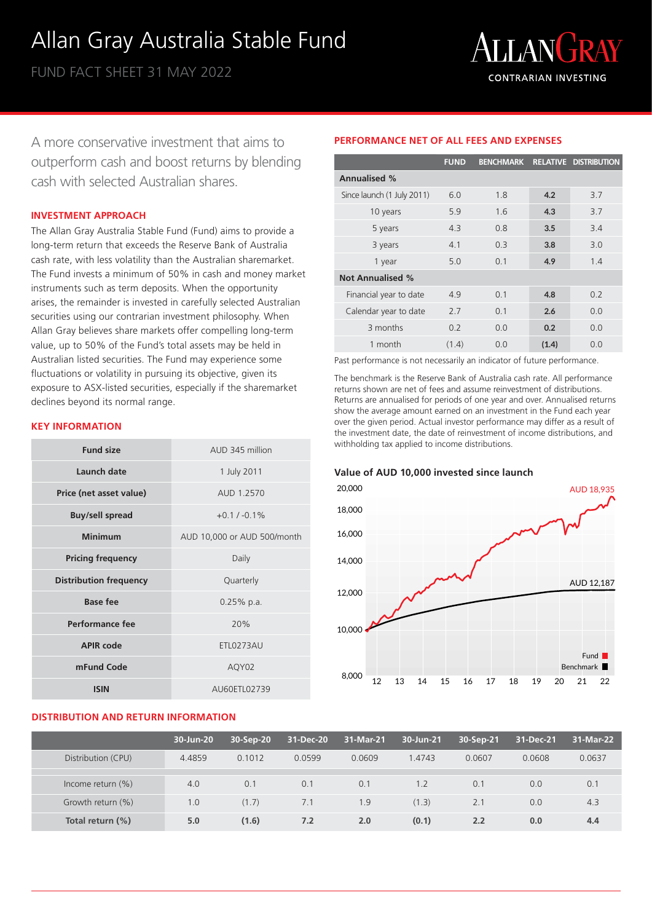# Allan Gray Australia Stable Fund

FUND FACT SHEET 31 MAY 2022

ALLANGRAY
CONTRARIAN INVESTING

A more conservative investment that aims to outperform cash and boost returns by blending cash with selected Australian shares.

## INVESTMENT APPROACH

The Allan Gray Australia Stable Fund (Fund) aims to provide a long-term return that exceeds the Reserve Bank of Australia cash rate, with less volatility than the Australian sharemarket. The Fund invests a minimum of 50% in cash and money market instruments such as term deposits. When the opportunity arises, the remainder is invested in carefully selected Australian securities using our contrarian investment philosophy. When Allan Gray believes share markets offer compelling long-term value, up to 50% of the Fund's total assets may be held in Australian listed securities. The Fund may experience some fluctuations or volatility in pursuing its objective, given its exposure to ASX-listed securities, especially if the sharemarket declines beyond its normal range.

## KEY INFORMATION

| | |
|---|---|
| **Fund size** | AUD 345 million |
| **Launch date** | 1 July 2011 |
| **Price (net asset value)** | AUD 1.2570 |
| **Buy/sell spread** | +0.1 / -0.1% |
| **Minimum** | AUD 10,000 or AUD 500/month |
| **Pricing frequency** | Daily |
| **Distribution frequency** | Quarterly |
| **Base fee** | 0.25% p.a. |
| **Performance fee** | 20% |
| **APIR code** | ETL0273AU |
| **mFund Code** | AQY02 |
| **ISIN** | AU60ETL02739 |

## PERFORMANCE NET OF ALL FEES AND EXPENSES

| | FUND | BENCHMARK | RELATIVE | DISTRIBUTION |
|---|---|---|---|---|
| **Annualised %** | | | | |
| Since launch (1 July 2011) | 6.0 | 1.8 | **4.2** | 3.7 |
| 10 years | 5.9 | 1.6 | **4.3** | 3.7 |
| 5 years | 4.3 | 0.8 | **3.5** | 3.4 |
| 3 years | 4.1 | 0.3 | **3.8** | 3.0 |
| 1 year | 5.0 | 0.1 | **4.9** | 1.4 |
| **Not Annualised %** | | | | |
| Financial year to date | 4.9 | 0.1 | **4.8** | 0.2 |
| Calendar year to date | 2.7 | 0.1 | **2.6** | 0.0 |
| 3 months | 0.2 | 0.0 | **0.2** | 0.0 |
| 1 month | (1.4) | 0.0 | **(1.4)** | 0.0 |

Past performance is not necessarily an indicator of future performance.

The benchmark is the Reserve Bank of Australia cash rate. All performance returns shown are net of fees and assume reinvestment of distributions. Returns are annualised for periods of one year and over. Annualised returns show the average amount earned on an investment in the Fund each year over the given period. Actual investor performance may differ as a result of the investment date, the date of reinvestment of income distributions, and withholding tax applied to income distributions.

### Value of AUD 10,000 invested since launch

Fund: AUD 18,935; Benchmark: AUD 12,187

## DISTRIBUTION AND RETURN INFORMATION

| | 30-Jun-20 | 30-Sep-20 | 31-Dec-20 | 31-Mar-21 | 30-Jun-21 | 30-Sep-21 | 31-Dec-21 | 31-Mar-22 |
|---|---|---|---|---|---|---|---|---|
| Distribution (CPU) | 4.4859 | 0.1012 | 0.0599 | 0.0609 | 1.4743 | 0.0607 | 0.0608 | 0.0637 |
| Income return (%) | 4.0 | 0.1 | 0.1 | 0.1 | 1.2 | 0.1 | 0.0 | 0.1 |
| Growth return (%) | 1.0 | (1.7) | 7.1 | 1.9 | (1.3) | 2.1 | 0.0 | 4.3 |
| **Total return (%)** | **5.0** | **(1.6)** | **7.2** | **2.0** | **(0.1)** | **2.2** | **0.0** | **4.4** |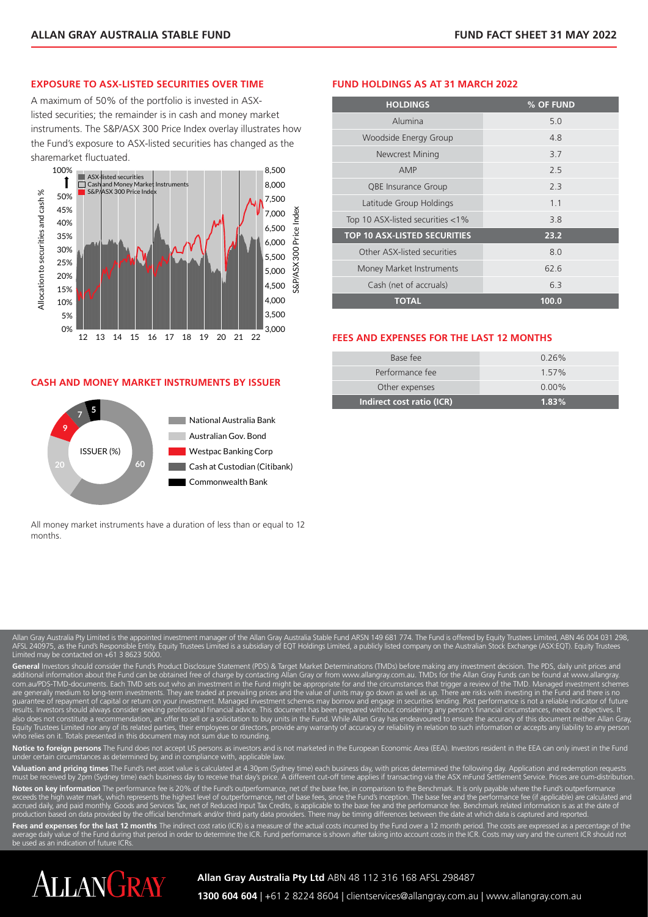## EXPOSURE TO ASX-LISTED SECURITIES OVER TIME

A maximum of 50% of the portfolio is invested in ASX-listed securities; the remainder is in cash and money market instruments. The S&P/ASX 300 Price Index overlay illustrates how the Fund's exposure to ASX-listed securities has changed as the sharemarket fluctuated.

ASX-listed securities
Cash and Money Market Instruments
S&P/ASX 300 Price Index

Allocation to securities and cash %
100%
50%
45%
40%
35%
30%
25%
20%
15%
10%
5%
0%

S&P/ASX 300 Price Index
8,500
8,000
7,500
7,000
6,500
6,000
5,500
5,000
4,500
4,000
3,500
3,000

12 13 14 15 16 17 18 19 20 21 22

## CASH AND MONEY MARKET INSTRUMENTS BY ISSUER

ISSUER (%)

60
20
9
7
5

National Australia Bank
Australian Gov. Bond
Westpac Banking Corp
Cash at Custodian (Citibank)
Commonwealth Bank

All money market instruments have a duration of less than or equal to 12 months.

## FUND HOLDINGS AS AT 31 MARCH 2022

| HOLDINGS | % OF FUND |
|---|---|
| Alumina | 5.0 |
| Woodside Energy Group | 4.8 |
| Newcrest Mining | 3.7 |
| AMP | 2.5 |
| QBE Insurance Group | 2.3 |
| Latitude Group Holdings | 1.1 |
| Top 10 ASX-listed securities <1% | 3.8 |
| **TOP 10 ASX-LISTED SECURITIES** | **23.2** |
| Other ASX-listed securities | 8.0 |
| Money Market Instruments | 62.6 |
| Cash (net of accruals) | 6.3 |
| **TOTAL** | **100.0** |

## FEES AND EXPENSES FOR THE LAST 12 MONTHS

| | |
|---|---|
| Base fee | 0.26% |
| Performance fee | 1.57% |
| Other expenses | 0.00% |
| **Indirect cost ratio (ICR)** | **1.83%** |

Allan Gray Australia Pty Limited is the appointed investment manager of the Allan Gray Australia Stable Fund ARSN 149 681 774. The Fund is offered by Equity Trustees Limited, ABN 46 004 031 298, AFSL 240975, as the Fund's Responsible Entity. Equity Trustees Limited is a subsidiary of EQT Holdings Limited, a publicly listed company on the Australian Stock Exchange (ASX:EQT). Equity Trustees Limited may be contacted on +61 3 8623 5000.

**General** Investors should consider the Fund's Product Disclosure Statement (PDS) & Target Market Determinations (TMDs) before making any investment decision. The PDS, daily unit prices and additional information about the Fund can be obtained free of charge by contacting Allan Gray or from www.allangray.com.au. TMDs for the Allan Gray Funds can be found at www.allangray.com.au/PDS-TMD-documents. Each TMD sets out who an investment in the Fund might be appropriate for and the circumstances that trigger a review of the TMD. Managed investment schemes are generally medium to long-term investments. They are traded at prevailing prices and the value of units may go down as well as up. There are risks with investing in the Fund and there is no guarantee of repayment of capital or return on your investment. Managed investment schemes may borrow and engage in securities lending. Past performance is not a reliable indicator of future results. Investors should always consider seeking professional financial advice. This document has been prepared without considering any person's financial circumstances, needs or objectives. It also does not constitute a recommendation, an offer to sell or a solicitation to buy units in the Fund. While Allan Gray has endeavoured to ensure the accuracy of this document neither Allan Gray, Equity Trustees Limited nor any of its related parties, their employees or directors, provide any warranty of accuracy or reliability in relation to such information or accepts any liability to any person who relies on it. Totals presented in this document may not sum due to rounding.

**Notice to foreign persons** The Fund does not accept US persons as investors and is not marketed in the European Economic Area (EEA). Investors resident in the EEA can only invest in the Fund under certain circumstances as determined by, and in compliance with, applicable law.

**Valuation and pricing times** The Fund's net asset value is calculated at 4.30pm (Sydney time) each business day, with prices determined the following day. Application and redemption requests must be received by 2pm (Sydney time) each business day to receive that day's price. A different cut-off time applies if transacting via the ASX mFund Settlement Service. Prices are cum-distribution.

**Notes on key information** The performance fee is 20% of the Fund's outperformance, net of the base fee, in comparison to the Benchmark. It is only payable where the Fund's outperformance exceeds the high water mark, which represents the highest level of outperformance, net of base fees, since the Fund's inception. The base fee and the performance fee (if applicable) are calculated and accrued daily, and paid monthly. Goods and Services Tax, net of Reduced Input Tax Credits, is applicable to the base fee and the performance fee. Benchmark related information is as at the date of production based on data provided by the official benchmark and/or third party data providers. There may be timing differences between the date at which data is captured and reported.

**Fees and expenses for the last 12 months** The indirect cost ratio (ICR) is a measure of the actual costs incurred by the Fund over a 12 month period. The costs are expressed as a percentage of the average daily value of the Fund during that period in order to determine the ICR. Fund performance is shown after taking into account costs in the ICR. Costs may vary and the current ICR should not be used as an indication of future ICRs.

ALLANGRAY

**Allan Gray Australia Pty Ltd** ABN 48 112 316 168 AFSL 298487

**1300 604 604** | +61 2 8224 8604 | clientservices@allangray.com.au | www.allangray.com.au